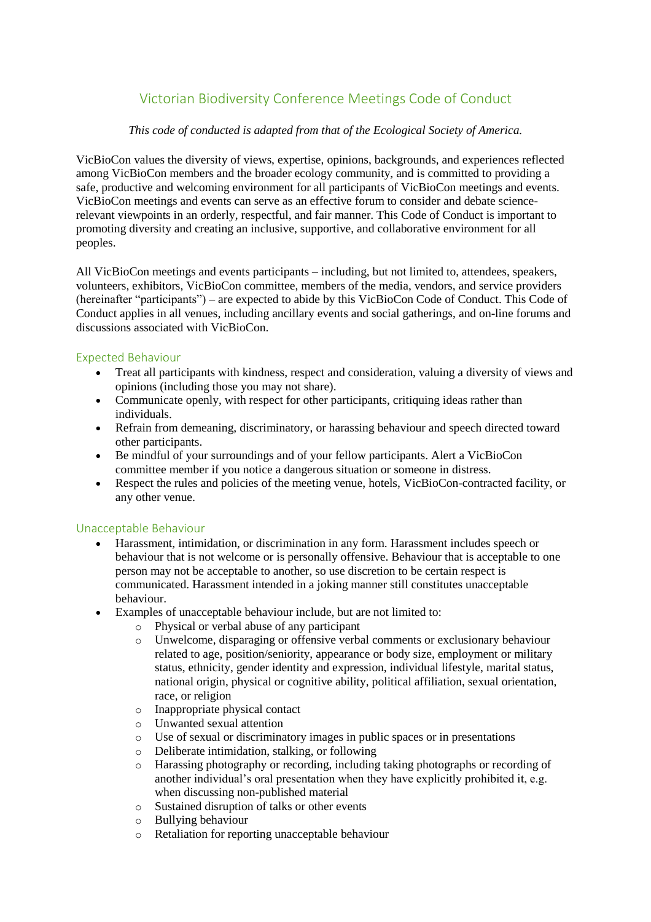# Victorian Biodiversity Conference Meetings Code of Conduct

*This code of conducted is adapted from that of the Ecological Society of America.*

VicBioCon values the diversity of views, expertise, opinions, backgrounds, and experiences reflected among VicBioCon members and the broader ecology community, and is committed to providing a safe, productive and welcoming environment for all participants of VicBioCon meetings and events. VicBioCon meetings and events can serve as an effective forum to consider and debate science-relevant viewpoints in an orderly, respectful, and fair manner. This Code of Conduct is important to promoting diversity and creating an inclusive, supportive, and collaborative environment for all peoples.

All VicBioCon meetings and events participants – including, but not limited to, attendees, speakers, volunteers, exhibitors, VicBioCon committee, members of the media, vendors, and service providers (hereinafter "participants") – are expected to abide by this VicBioCon Code of Conduct. This Code of Conduct applies in all venues, including ancillary events and social gatherings, and on-line forums and discussions associated with VicBioCon.

## Expected Behaviour

- Treat all participants with kindness, respect and consideration, valuing a diversity of views and opinions (including those you may not share).
- Communicate openly, with respect for other participants, critiquing ideas rather than individuals.
- Refrain from demeaning, discriminatory, or harassing behaviour and speech directed toward other participants.
- Be mindful of your surroundings and of your fellow participants. Alert a VicBioCon committee member if you notice a dangerous situation or someone in distress.
- Respect the rules and policies of the meeting venue, hotels, VicBioCon-contracted facility, or any other venue.

## Unacceptable Behaviour

- Harassment, intimidation, or discrimination in any form. Harassment includes speech or behaviour that is not welcome or is personally offensive. Behaviour that is acceptable to one person may not be acceptable to another, so use discretion to be certain respect is communicated. Harassment intended in a joking manner still constitutes unacceptable behaviour.
- Examples of unacceptable behaviour include, but are not limited to:
  - Physical or verbal abuse of any participant
  - Unwelcome, disparaging or offensive verbal comments or exclusionary behaviour related to age, position/seniority, appearance or body size, employment or military status, ethnicity, gender identity and expression, individual lifestyle, marital status, national origin, physical or cognitive ability, political affiliation, sexual orientation, race, or religion
  - Inappropriate physical contact
  - Unwanted sexual attention
  - Use of sexual or discriminatory images in public spaces or in presentations
  - Deliberate intimidation, stalking, or following
  - Harassing photography or recording, including taking photographs or recording of another individual's oral presentation when they have explicitly prohibited it, e.g. when discussing non-published material
  - Sustained disruption of talks or other events
  - Bullying behaviour
  - Retaliation for reporting unacceptable behaviour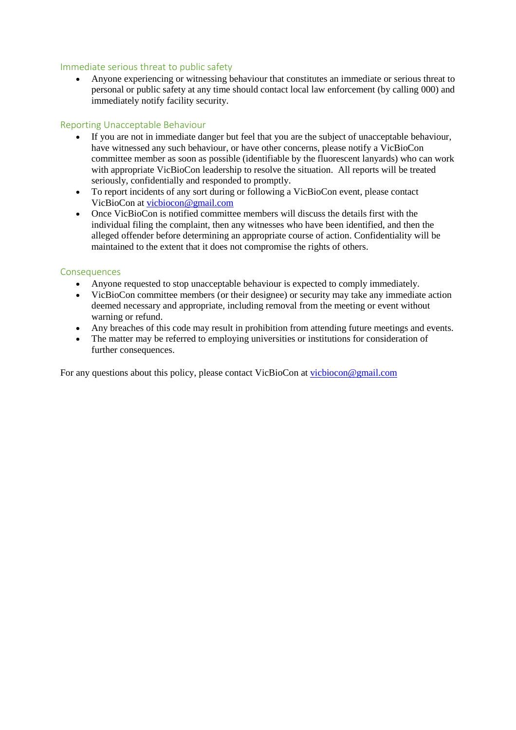## Immediate serious threat to public safety

- Anyone experiencing or witnessing behaviour that constitutes an immediate or serious threat to personal or public safety at any time should contact local law enforcement (by calling 000) and immediately notify facility security.

## Reporting Unacceptable Behaviour

- If you are not in immediate danger but feel that you are the subject of unacceptable behaviour, have witnessed any such behaviour, or have other concerns, please notify a VicBioCon committee member as soon as possible (identifiable by the fluorescent lanyards) who can work with appropriate VicBioCon leadership to resolve the situation. All reports will be treated seriously, confidentially and responded to promptly.
- To report incidents of any sort during or following a VicBioCon event, please contact VicBioCon at vicbiocon@gmail.com
- Once VicBioCon is notified committee members will discuss the details first with the individual filing the complaint, then any witnesses who have been identified, and then the alleged offender before determining an appropriate course of action. Confidentiality will be maintained to the extent that it does not compromise the rights of others.

## Consequences

- Anyone requested to stop unacceptable behaviour is expected to comply immediately.
- VicBioCon committee members (or their designee) or security may take any immediate action deemed necessary and appropriate, including removal from the meeting or event without warning or refund.
- Any breaches of this code may result in prohibition from attending future meetings and events.
- The matter may be referred to employing universities or institutions for consideration of further consequences.

For any questions about this policy, please contact VicBioCon at vicbiocon@gmail.com